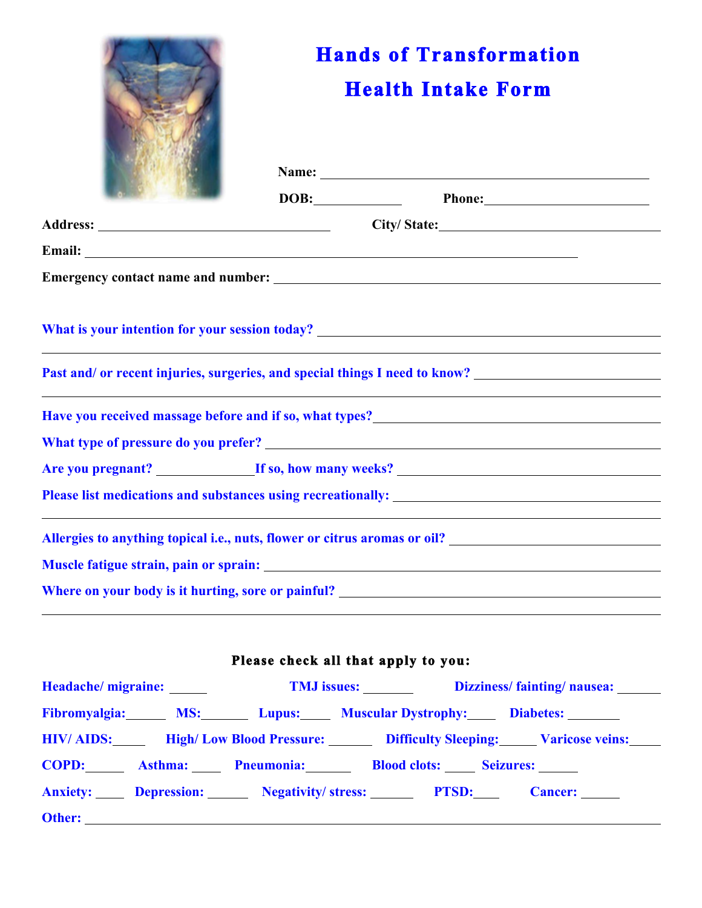# Hands of Transformation

# Health Intake Form

**Name:** ______________________________________________

**DOB:** _____________ **Phone:** _________________________

**Address:** ___________________________________ **City/ State:** _________________________________

**Email:** ___________________________________________________________________________

**Emergency contact name and number:** _________________________________________________

**What is your intention for your session today?** _________________________________________________

_____________________________________________________________________________________

**Past and/ or recent injuries, surgeries, and special things I need to know?** ___________________________

_____________________________________________________________________________________

**Have you received massage before and if so, what types?** ___________________________________________

**What type of pressure do you prefer?** ___________________________________________________

**Are you pregnant?** ______________ **If so, how many weeks?** ________________________________

**Please list medications and substances using recreationally:** _______________________________________

_____________________________________________________________________________________

**Allergies to anything topical i.e., nuts, flower or citrus aromas or oil?** ___________________________

**Muscle fatigue strain, pain or sprain:** ___________________________________________________

**Where on your body is it hurting, sore or painful?** ________________________________________________

_____________________________________________________________________________________

**Please check all that apply to you:**

**Headache/ migraine:** _____ **TMJ issues:** _______ **Dizziness/ fainting/ nausea:** ______

**Fibromyalgia:** ______ **MS:** _______ **Lupus:** _____ **Muscular Dystrophy:** ____ **Diabetes:** ________

**HIV/ AIDS:** _____ **High/ Low Blood Pressure:** ______ **Difficulty Sleeping:** _____ **Varicose veins:** _____

**COPD:** ______ **Asthma:** ____ **Pneumonia:** _______ **Blood clots:** _____ **Seizures:** ______

**Anxiety:** ____ **Depression:** ______ **Negativity/ stress:** ______ **PTSD:** ____ **Cancer:** ______

**Other:** ___________________________________________________________________________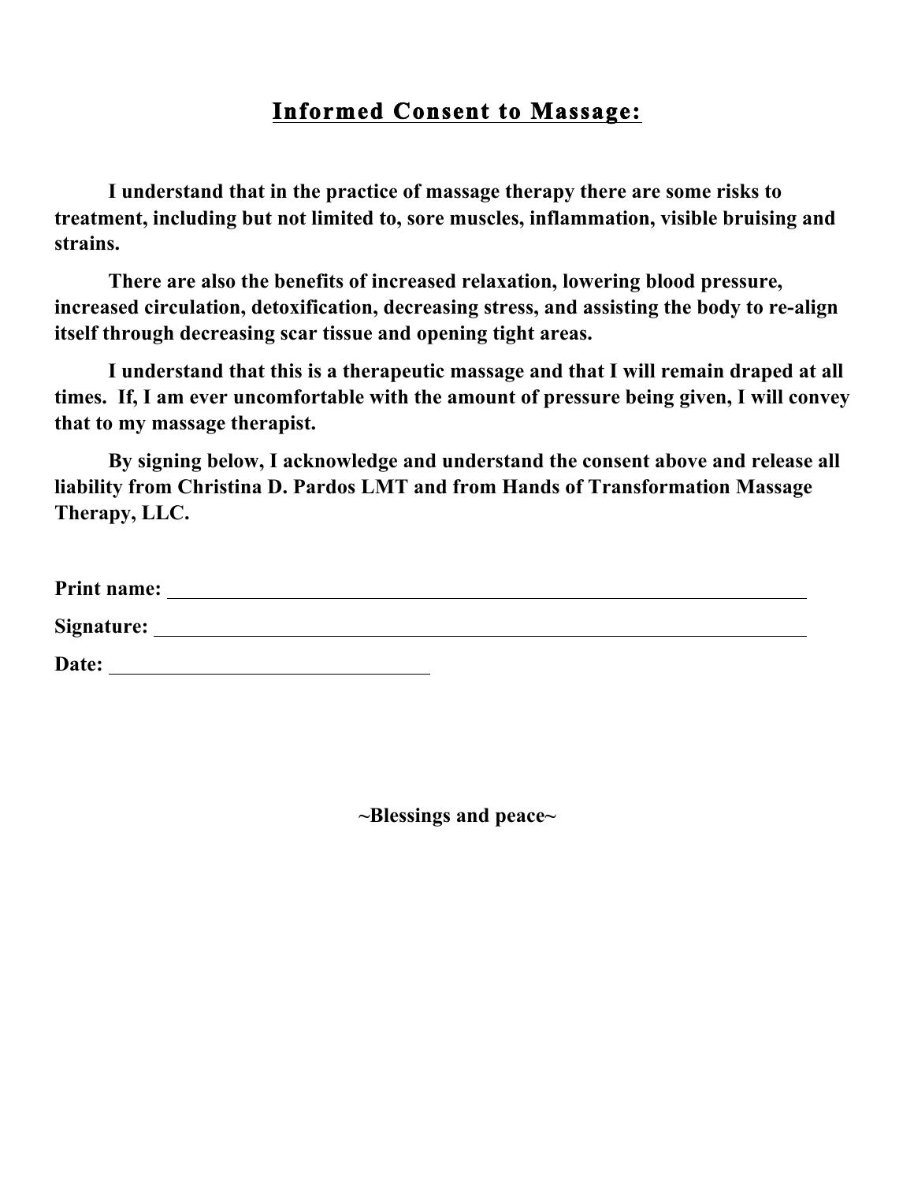## Informed Consent to Massage:

**I understand that in the practice of massage therapy there are some risks to treatment, including but not limited to, sore muscles, inflammation, visible bruising and strains.**

**There are also the benefits of increased relaxation, lowering blood pressure, increased circulation, detoxification, decreasing stress, and assisting the body to re-align itself through decreasing scar tissue and opening tight areas.**

**I understand that this is a therapeutic massage and that I will remain draped at all times. If, I am ever uncomfortable with the amount of pressure being given, I will convey that to my massage therapist.**

**By signing below, I acknowledge and understand the consent above and release all liability from Christina D. Pardos LMT and from Hands of Transformation Massage Therapy, LLC.**

**Print name:** ______________________________________________

**Signature:** ______________________________________________

**Date:** ______________________

**~Blessings and peace~**